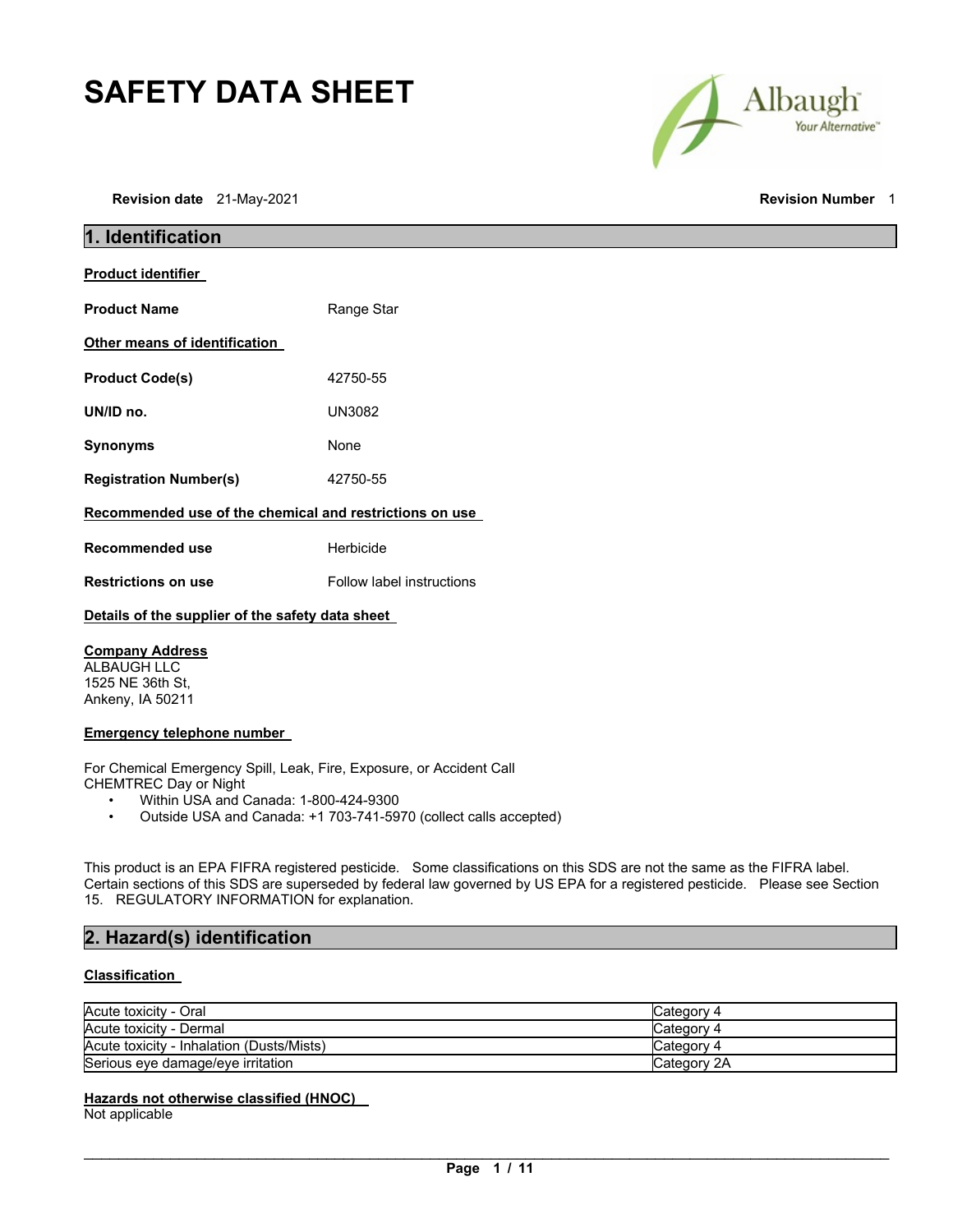# SAFETY DATA SHEET

**Revision date** 21-May-2021 **Revision Number** 1

## 1. Identification

**Product identifier**

| | |
|---|---|
| **Product Name** | Range Star |

**Other means of identification**

| | |
|---|---|
| **Product Code(s)** | 42750-55 |
| **UN/ID no.** | UN3082 |
| **Synonyms** | None |
| **Registration Number(s)** | 42750-55 |

**Recommended use of the chemical and restrictions on use**

| | |
|---|---|
| **Recommended use** | Herbicide |
| **Restrictions on use** | Follow label instructions |

**Details of the supplier of the safety data sheet**

**Company Address**
ALBAUGH LLC
1525 NE 36th St,
Ankeny, IA 50211

**Emergency telephone number**

For Chemical Emergency Spill, Leak, Fire, Exposure, or Accident Call
CHEMTREC Day or Night

- Within USA and Canada: 1-800-424-9300
- Outside USA and Canada: +1 703-741-5970 (collect calls accepted)

This product is an EPA FIFRA registered pesticide. Some classifications on this SDS are not the same as the FIFRA label. Certain sections of this SDS are superseded by federal law governed by US EPA for a registered pesticide. Please see Section 15. REGULATORY INFORMATION for explanation.

## 2. Hazard(s) identification

**Classification**

| | |
|---|---|
| Acute toxicity - Oral | Category 4 |
| Acute toxicity - Dermal | Category 4 |
| Acute toxicity - Inhalation (Dusts/Mists) | Category 4 |
| Serious eye damage/eye irritation | Category 2A |

**Hazards not otherwise classified (HNOC)**
Not applicable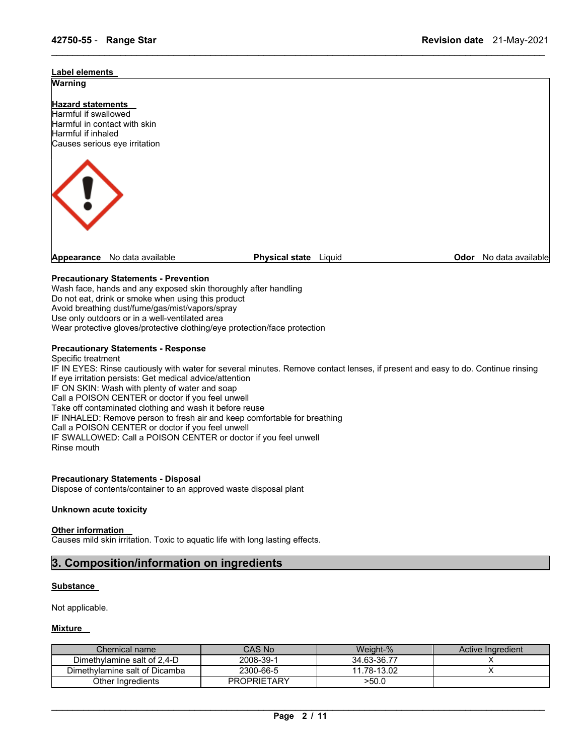**Label elements**

**Warning**

**Hazard statements**

Harmful if swallowed
Harmful in contact with skin
Harmful if inhaled
Causes serious eye irritation

**Appearance** No data available **Physical state** Liquid **Odor** No data available

**Precautionary Statements - Prevention**

Wash face, hands and any exposed skin thoroughly after handling
Do not eat, drink or smoke when using this product
Avoid breathing dust/fume/gas/mist/vapors/spray
Use only outdoors or in a well-ventilated area
Wear protective gloves/protective clothing/eye protection/face protection

**Precautionary Statements - Response**

Specific treatment
IF IN EYES: Rinse cautiously with water for several minutes. Remove contact lenses, if present and easy to do. Continue rinsing
If eye irritation persists: Get medical advice/attention
IF ON SKIN: Wash with plenty of water and soap
Call a POISON CENTER or doctor if you feel unwell
Take off contaminated clothing and wash it before reuse
IF INHALED: Remove person to fresh air and keep comfortable for breathing
Call a POISON CENTER or doctor if you feel unwell
IF SWALLOWED: Call a POISON CENTER or doctor if you feel unwell
Rinse mouth

**Precautionary Statements - Disposal**

Dispose of contents/container to an approved waste disposal plant

**Unknown acute toxicity**

**Other information**

Causes mild skin irritation. Toxic to aquatic life with long lasting effects.

## 3. Composition/information on ingredients

**Substance**

Not applicable.

**Mixture**

| Chemical name | CAS No | Weight-% | Active Ingredient |
|---|---|---|---|
| Dimethylamine salt of 2,4-D | 2008-39-1 | 34.63-36.77 | X |
| Dimethylamine salt of Dicamba | 2300-66-5 | 11.78-13.02 | X |
| Other Ingredients | PROPRIETARY | >50.0 | |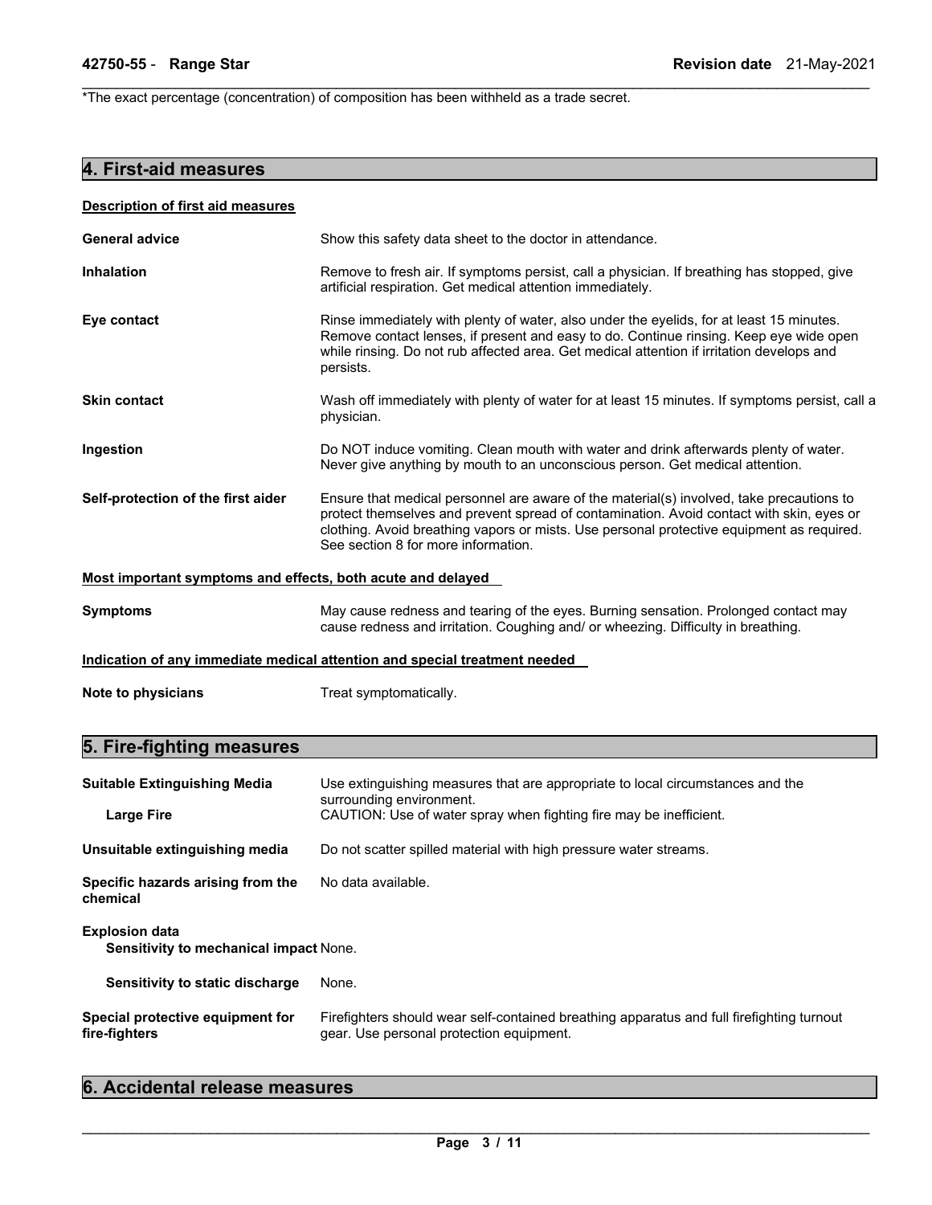*The exact percentage (concentration) of composition has been withheld as a trade secret.

## 4. First-aid measures

**Description of first aid measures**

**General advice**
Show this safety data sheet to the doctor in attendance.

**Inhalation**
Remove to fresh air. If symptoms persist, call a physician. If breathing has stopped, give artificial respiration. Get medical attention immediately.

**Eye contact**
Rinse immediately with plenty of water, also under the eyelids, for at least 15 minutes. Remove contact lenses, if present and easy to do. Continue rinsing. Keep eye wide open while rinsing. Do not rub affected area. Get medical attention if irritation develops and persists.

**Skin contact**
Wash off immediately with plenty of water for at least 15 minutes. If symptoms persist, call a physician.

**Ingestion**
Do NOT induce vomiting. Clean mouth with water and drink afterwards plenty of water. Never give anything by mouth to an unconscious person. Get medical attention.

**Self-protection of the first aider**
Ensure that medical personnel are aware of the material(s) involved, take precautions to protect themselves and prevent spread of contamination. Avoid contact with skin, eyes or clothing. Avoid breathing vapors or mists. Use personal protective equipment as required. See section 8 for more information.

**Most important symptoms and effects, both acute and delayed**

**Symptoms**
May cause redness and tearing of the eyes. Burning sensation. Prolonged contact may cause redness and irritation. Coughing and/ or wheezing. Difficulty in breathing.

**Indication of any immediate medical attention and special treatment needed**

**Note to physicians**
Treat symptomatically.

## 5. Fire-fighting measures

**Suitable Extinguishing Media**
Use extinguishing measures that are appropriate to local circumstances and the surrounding environment.

**Large Fire**
CAUTION: Use of water spray when fighting fire may be inefficient.

**Unsuitable extinguishing media**
Do not scatter spilled material with high pressure water streams.

**Specific hazards arising from the chemical**
No data available.

**Explosion data**

**Sensitivity to mechanical impact** None.

**Sensitivity to static discharge** None.

**Special protective equipment for fire-fighters**
Firefighters should wear self-contained breathing apparatus and full firefighting turnout gear. Use personal protection equipment.

## 6. Accidental release measures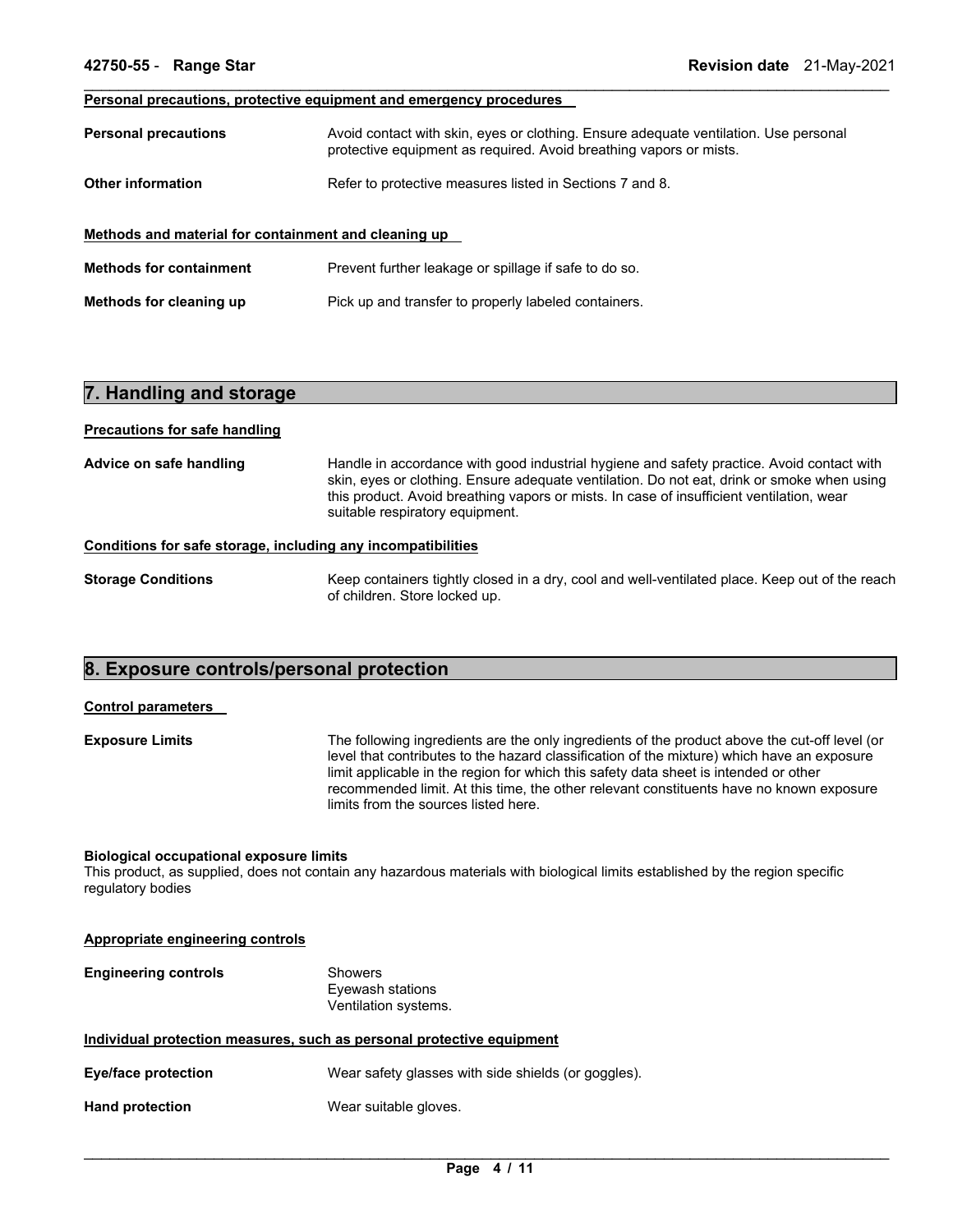**Personal precautions, protective equipment and emergency procedures**

**Personal precautions** Avoid contact with skin, eyes or clothing. Ensure adequate ventilation. Use personal protective equipment as required. Avoid breathing vapors or mists.

**Other information** Refer to protective measures listed in Sections 7 and 8.

**Methods and material for containment and cleaning up**

**Methods for containment** Prevent further leakage or spillage if safe to do so.

**Methods for cleaning up** Pick up and transfer to properly labeled containers.

## 7. Handling and storage

**Precautions for safe handling**

**Advice on safe handling** Handle in accordance with good industrial hygiene and safety practice. Avoid contact with skin, eyes or clothing. Ensure adequate ventilation. Do not eat, drink or smoke when using this product. Avoid breathing vapors or mists. In case of insufficient ventilation, wear suitable respiratory equipment.

**Conditions for safe storage, including any incompatibilities**

**Storage Conditions** Keep containers tightly closed in a dry, cool and well-ventilated place. Keep out of the reach of children. Store locked up.

## 8. Exposure controls/personal protection

**Control parameters**

**Exposure Limits** The following ingredients are the only ingredients of the product above the cut-off level (or level that contributes to the hazard classification of the mixture) which have an exposure limit applicable in the region for which this safety data sheet is intended or other recommended limit. At this time, the other relevant constituents have no known exposure limits from the sources listed here.

**Biological occupational exposure limits**
This product, as supplied, does not contain any hazardous materials with biological limits established by the region specific regulatory bodies

**Appropriate engineering controls**

**Engineering controls** Showers
Eyewash stations
Ventilation systems.

**Individual protection measures, such as personal protective equipment**

**Eye/face protection** Wear safety glasses with side shields (or goggles).

**Hand protection** Wear suitable gloves.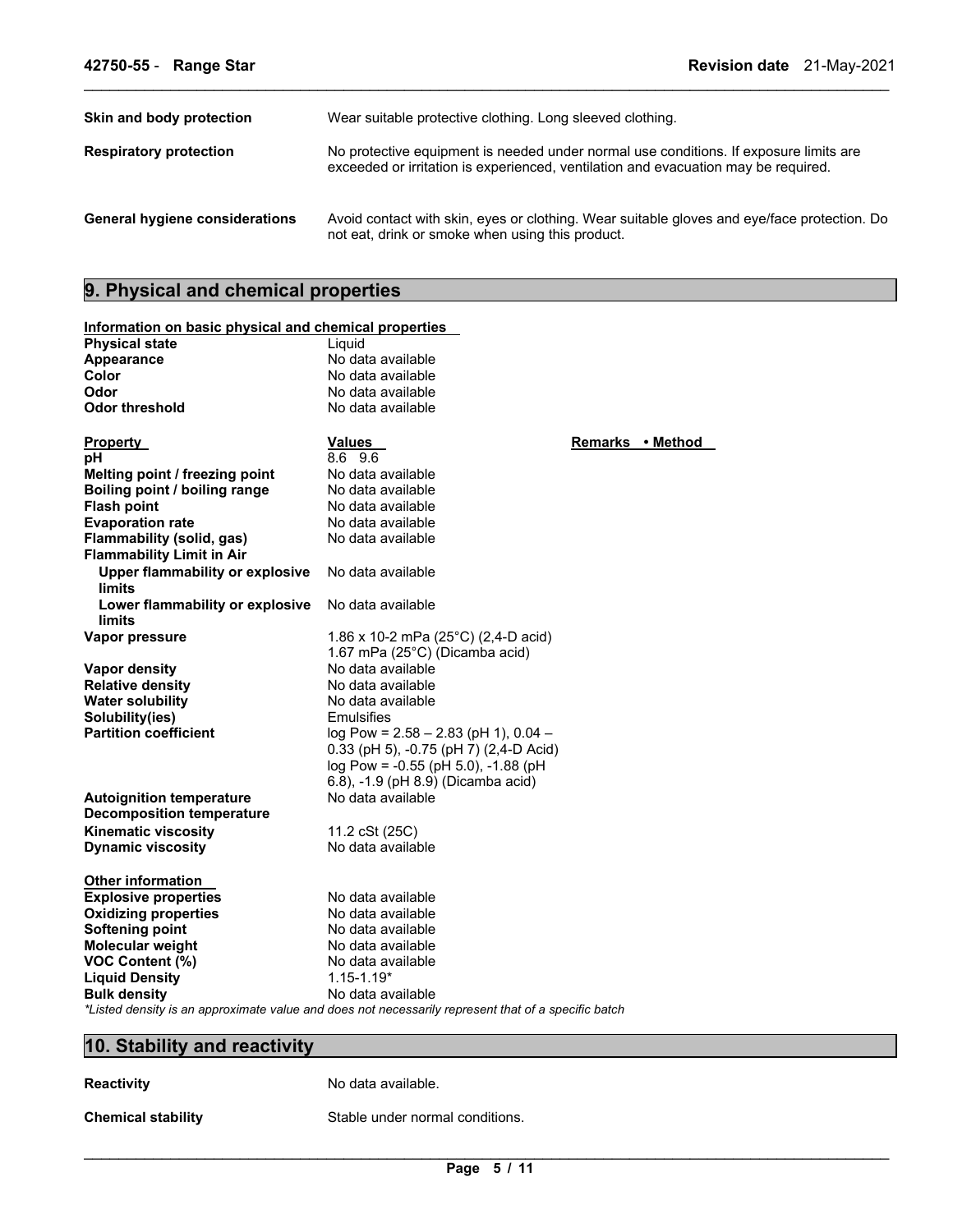| | |
|---|---|
| **Skin and body protection** | Wear suitable protective clothing. Long sleeved clothing. |
| **Respiratory protection** | No protective equipment is needed under normal use conditions. If exposure limits are exceeded or irritation is experienced, ventilation and evacuation may be required. |
| **General hygiene considerations** | Avoid contact with skin, eyes or clothing. Wear suitable gloves and eye/face protection. Do not eat, drink or smoke when using this product. |

## 9. Physical and chemical properties

**Information on basic physical and chemical properties**

| | |
|---|---|
| **Physical state** | Liquid |
| **Appearance** | No data available |
| **Color** | No data available |
| **Odor** | No data available |
| **Odor threshold** | No data available |

| **Property** | **Values** | **Remarks • Method** |
|---|---|---|
| **pH** | 8.6 9.6 | |
| **Melting point / freezing point** | No data available | |
| **Boiling point / boiling range** | No data available | |
| **Flash point** | No data available | |
| **Evaporation rate** | No data available | |
| **Flammability (solid, gas)** | No data available | |
| **Flammability Limit in Air** | | |
| **Upper flammability or explosive limits** | No data available | |
| **Lower flammability or explosive limits** | No data available | |
| **Vapor pressure** | 1.86 x 10-2 mPa (25°C) (2,4-D acid) 1.67 mPa (25°C) (Dicamba acid) | |
| **Vapor density** | No data available | |
| **Relative density** | No data available | |
| **Water solubility** | No data available | |
| **Solubility(ies)** | Emulsifies | |
| **Partition coefficient** | log Pow = 2.58 – 2.83 (pH 1), 0.04 – 0.33 (pH 5), -0.75 (pH 7) (2,4-D Acid) log Pow = -0.55 (pH 5.0), -1.88 (pH 6.8), -1.9 (pH 8.9) (Dicamba acid) | |
| **Autoignition temperature** | No data available | |
| **Decomposition temperature** | | |
| **Kinematic viscosity** | 11.2 cSt (25C) | |
| **Dynamic viscosity** | No data available | |

**Other information**

| | |
|---|---|
| **Explosive properties** | No data available |
| **Oxidizing properties** | No data available |
| **Softening point** | No data available |
| **Molecular weight** | No data available |
| **VOC Content (%)** | No data available |
| **Liquid Density** | 1.15-1.19* |
| **Bulk density** | No data available |

*\*Listed density is an approximate value and does not necessarily represent that of a specific batch*

## 10. Stability and reactivity

| | |
|---|---|
| **Reactivity** | No data available. |
| **Chemical stability** | Stable under normal conditions. |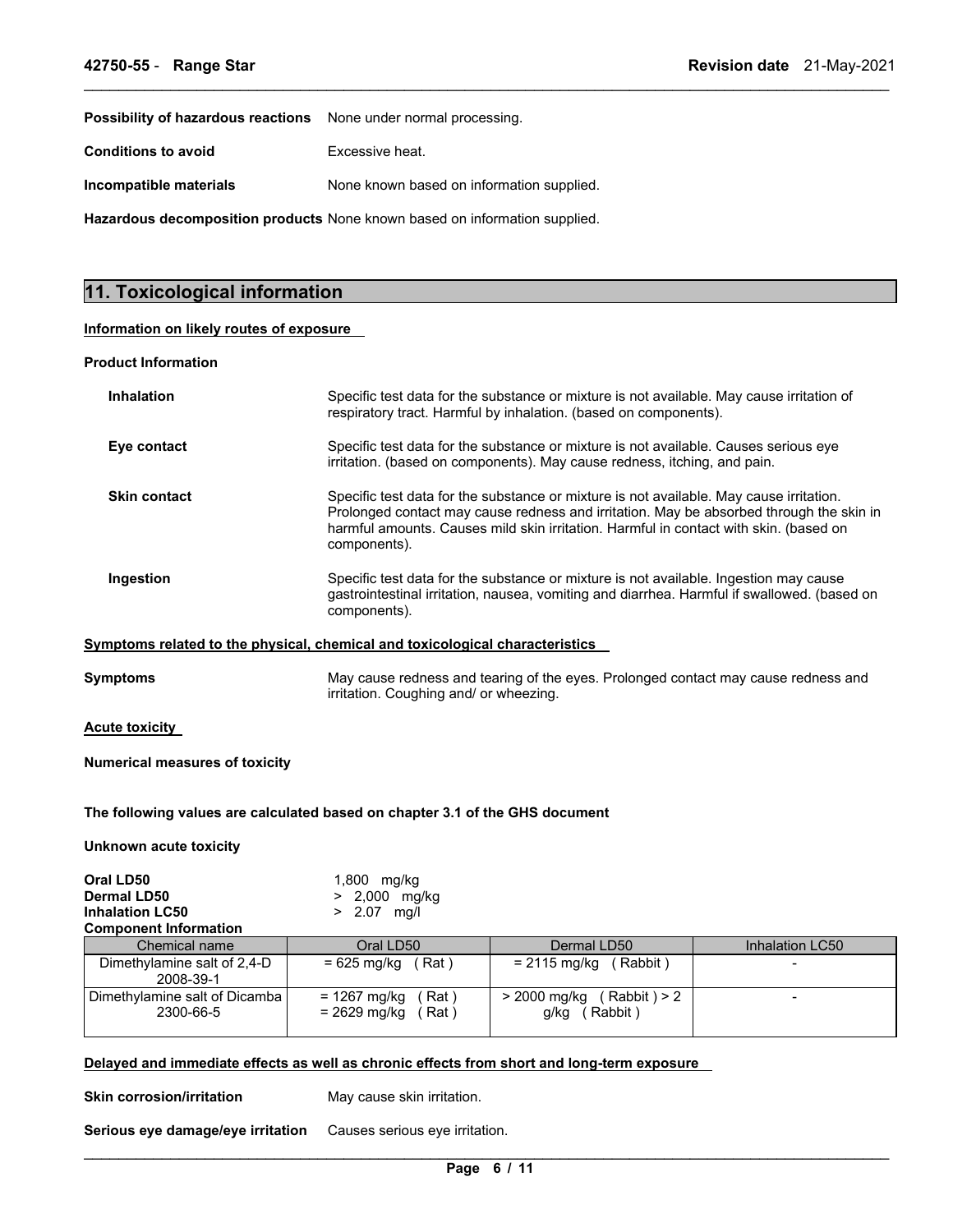**Possibility of hazardous reactions** None under normal processing.

**Conditions to avoid** Excessive heat.

**Incompatible materials** None known based on information supplied.

**Hazardous decomposition products** None known based on information supplied.

## 11. Toxicological information

### Information on likely routes of exposure

**Product Information**

**Inhalation** Specific test data for the substance or mixture is not available. May cause irritation of respiratory tract. Harmful by inhalation. (based on components).

**Eye contact** Specific test data for the substance or mixture is not available. Causes serious eye irritation. (based on components). May cause redness, itching, and pain.

**Skin contact** Specific test data for the substance or mixture is not available. May cause irritation. Prolonged contact may cause redness and irritation. May be absorbed through the skin in harmful amounts. Causes mild skin irritation. Harmful in contact with skin. (based on components).

**Ingestion** Specific test data for the substance or mixture is not available. Ingestion may cause gastrointestinal irritation, nausea, vomiting and diarrhea. Harmful if swallowed. (based on components).

### Symptoms related to the physical, chemical and toxicological characteristics

**Symptoms** May cause redness and tearing of the eyes. Prolonged contact may cause redness and irritation. Coughing and/ or wheezing.

### Acute toxicity

**Numerical measures of toxicity**

**The following values are calculated based on chapter 3.1 of the GHS document**

**Unknown acute toxicity**

**Oral LD50** 1,800 mg/kg
**Dermal LD50** > 2,000 mg/kg
**Inhalation LC50** > 2.07 mg/l

**Component Information**

| Chemical name | Oral LD50 | Dermal LD50 | Inhalation LC50 |
|---|---|---|---|
| Dimethylamine salt of 2,4-D 2008-39-1 | = 625 mg/kg ( Rat ) | = 2115 mg/kg ( Rabbit ) | - |
| Dimethylamine salt of Dicamba 2300-66-5 | = 1267 mg/kg ( Rat ) = 2629 mg/kg ( Rat ) | > 2000 mg/kg ( Rabbit ) > 2 g/kg ( Rabbit ) | - |

### Delayed and immediate effects as well as chronic effects from short and long-term exposure

**Skin corrosion/irritation** May cause skin irritation.

**Serious eye damage/eye irritation** Causes serious eye irritation.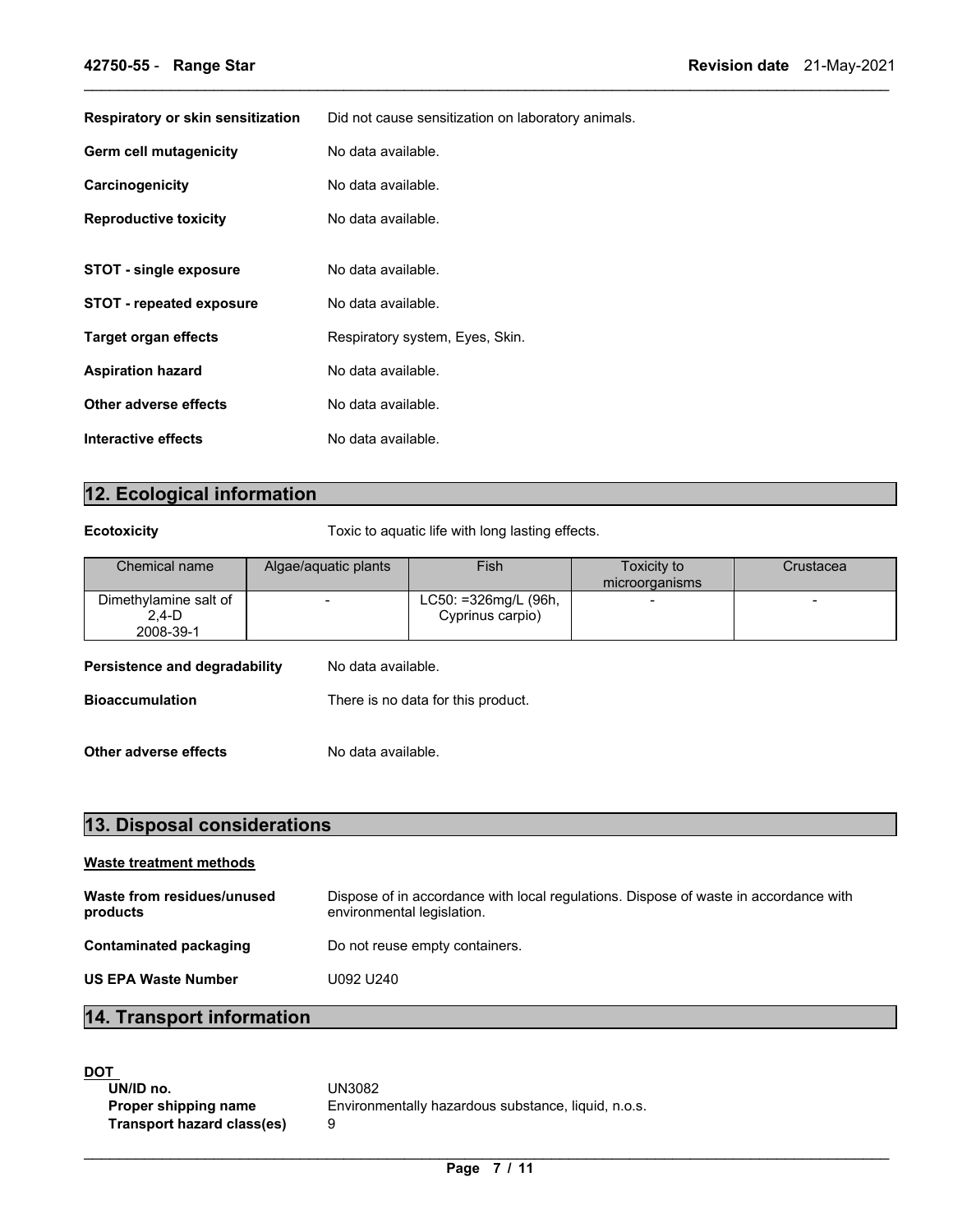**Respiratory or skin sensitization** Did not cause sensitization on laboratory animals.

**Germ cell mutagenicity** No data available.

**Carcinogenicity** No data available.

**Reproductive toxicity** No data available.

**STOT - single exposure** No data available.

**STOT - repeated exposure** No data available.

**Target organ effects** Respiratory system, Eyes, Skin.

**Aspiration hazard** No data available.

**Other adverse effects** No data available.

**Interactive effects** No data available.

## 12. Ecological information

**Ecotoxicity** Toxic to aquatic life with long lasting effects.

| Chemical name | Algae/aquatic plants | Fish | Toxicity to microorganisms | Crustacea |
|---|---|---|---|---|
| Dimethylamine salt of 2,4-D 2008-39-1 | - | LC50: =326mg/L (96h, Cyprinus carpio) | - | - |

**Persistence and degradability** No data available.

**Bioaccumulation** There is no data for this product.

**Other adverse effects** No data available.

## 13. Disposal considerations

**Waste treatment methods**

**Waste from residues/unused products** Dispose of in accordance with local regulations. Dispose of waste in accordance with environmental legislation.

**Contaminated packaging** Do not reuse empty containers.

**US EPA Waste Number** U092 U240

## 14. Transport information

**DOT**

**UN/ID no.** UN3082
**Proper shipping name** Environmentally hazardous substance, liquid, n.o.s.
**Transport hazard class(es)** 9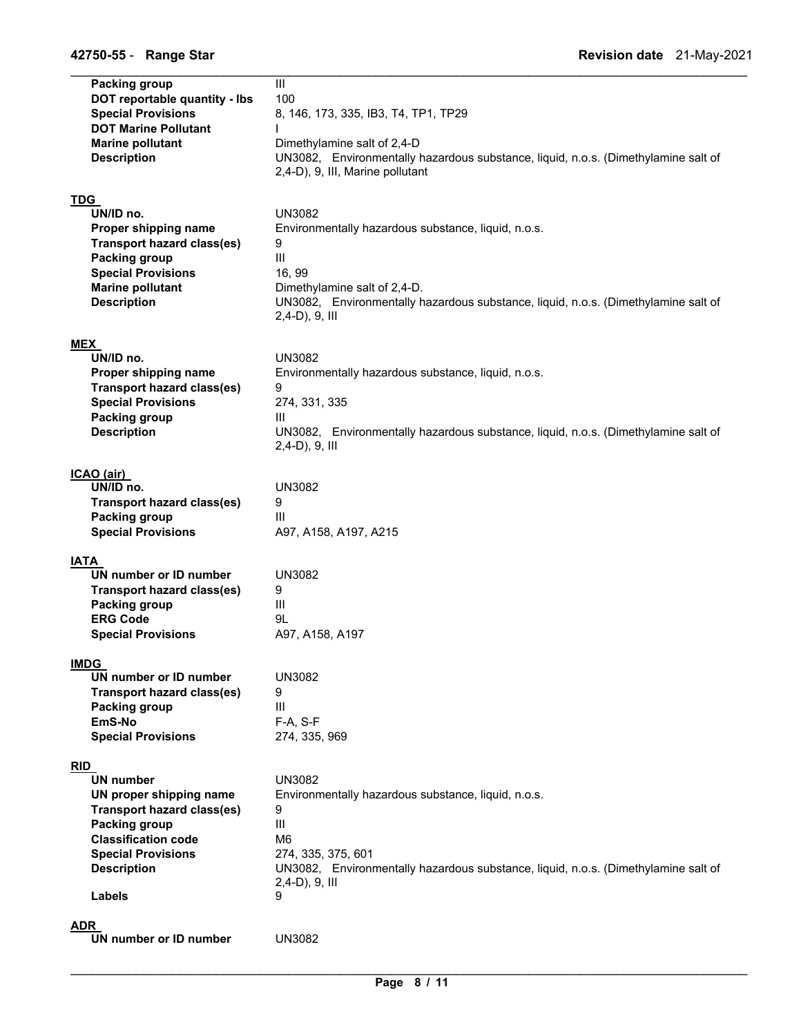| | |
|---|---|
| **Packing group** | III |
| **DOT reportable quantity - lbs** | 100 |
| **Special Provisions** | 8, 146, 173, 335, IB3, T4, TP1, TP29 |
| **DOT Marine Pollutant** | I |
| **Marine pollutant** | Dimethylamine salt of 2,4-D |
| **Description** | UN3082, Environmentally hazardous substance, liquid, n.o.s. (Dimethylamine salt of 2,4-D), 9, III, Marine pollutant |

**TDG**

| | |
|---|---|
| **UN/ID no.** | UN3082 |
| **Proper shipping name** | Environmentally hazardous substance, liquid, n.o.s. |
| **Transport hazard class(es)** | 9 |
| **Packing group** | III |
| **Special Provisions** | 16, 99 |
| **Marine pollutant** | Dimethylamine salt of 2,4-D. |
| **Description** | UN3082, Environmentally hazardous substance, liquid, n.o.s. (Dimethylamine salt of 2,4-D), 9, III |

**MEX**

| | |
|---|---|
| **UN/ID no.** | UN3082 |
| **Proper shipping name** | Environmentally hazardous substance, liquid, n.o.s. |
| **Transport hazard class(es)** | 9 |
| **Special Provisions** | 274, 331, 335 |
| **Packing group** | III |
| **Description** | UN3082, Environmentally hazardous substance, liquid, n.o.s. (Dimethylamine salt of 2,4-D), 9, III |

**ICAO (air)**

| | |
|---|---|
| **UN/ID no.** | UN3082 |
| **Transport hazard class(es)** | 9 |
| **Packing group** | III |
| **Special Provisions** | A97, A158, A197, A215 |

**IATA**

| | |
|---|---|
| **UN number or ID number** | UN3082 |
| **Transport hazard class(es)** | 9 |
| **Packing group** | III |
| **ERG Code** | 9L |
| **Special Provisions** | A97, A158, A197 |

**IMDG**

| | |
|---|---|
| **UN number or ID number** | UN3082 |
| **Transport hazard class(es)** | 9 |
| **Packing group** | III |
| **EmS-No** | F-A, S-F |
| **Special Provisions** | 274, 335, 969 |

**RID**

| | |
|---|---|
| **UN number** | UN3082 |
| **UN proper shipping name** | Environmentally hazardous substance, liquid, n.o.s. |
| **Transport hazard class(es)** | 9 |
| **Packing group** | III |
| **Classification code** | M6 |
| **Special Provisions** | 274, 335, 375, 601 |
| **Description** | UN3082, Environmentally hazardous substance, liquid, n.o.s. (Dimethylamine salt of 2,4-D), 9, III |
| **Labels** | 9 |

**ADR**

| | |
|---|---|
| **UN number or ID number** | UN3082 |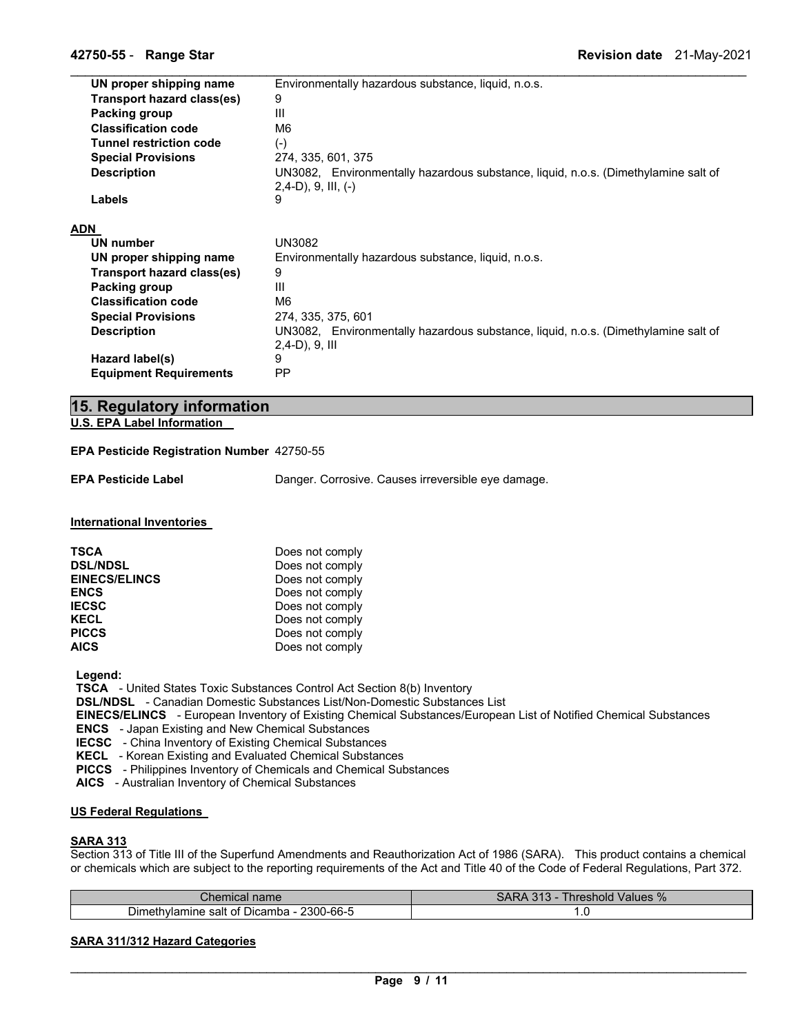| | |
|---|---|
| **UN proper shipping name** | Environmentally hazardous substance, liquid, n.o.s. |
| **Transport hazard class(es)** | 9 |
| **Packing group** | III |
| **Classification code** | M6 |
| **Tunnel restriction code** | (-) |
| **Special Provisions** | 274, 335, 601, 375 |
| **Description** | UN3082, Environmentally hazardous substance, liquid, n.o.s. (Dimethylamine salt of 2,4-D), 9, III, (-) |
| **Labels** | 9 |

**ADN**

| | |
|---|---|
| **UN number** | UN3082 |
| **UN proper shipping name** | Environmentally hazardous substance, liquid, n.o.s. |
| **Transport hazard class(es)** | 9 |
| **Packing group** | III |
| **Classification code** | M6 |
| **Special Provisions** | 274, 335, 375, 601 |
| **Description** | UN3082, Environmentally hazardous substance, liquid, n.o.s. (Dimethylamine salt of 2,4-D), 9, III |
| **Hazard label(s)** | 9 |
| **Equipment Requirements** | PP |

## 15. Regulatory information

**U.S. EPA Label Information**

**EPA Pesticide Registration Number** 42750-55

**EPA Pesticide Label** Danger. Corrosive. Causes irreversible eye damage.

**International Inventories**

| | |
|---|---|
| **TSCA** | Does not comply |
| **DSL/NDSL** | Does not comply |
| **EINECS/ELINCS** | Does not comply |
| **ENCS** | Does not comply |
| **IECSC** | Does not comply |
| **KECL** | Does not comply |
| **PICCS** | Does not comply |
| **AICS** | Does not comply |

**Legend:**
**TSCA** - United States Toxic Substances Control Act Section 8(b) Inventory
**DSL/NDSL** - Canadian Domestic Substances List/Non-Domestic Substances List
**EINECS/ELINCS** - European Inventory of Existing Chemical Substances/European List of Notified Chemical Substances
**ENCS** - Japan Existing and New Chemical Substances
**IECSC** - China Inventory of Existing Chemical Substances
**KECL** - Korean Existing and Evaluated Chemical Substances
**PICCS** - Philippines Inventory of Chemicals and Chemical Substances
**AICS** - Australian Inventory of Chemical Substances

**US Federal Regulations**

**SARA 313**
Section 313 of Title III of the Superfund Amendments and Reauthorization Act of 1986 (SARA). This product contains a chemical or chemicals which are subject to the reporting requirements of the Act and Title 40 of the Code of Federal Regulations, Part 372.

| Chemical name | SARA 313 - Threshold Values % |
|---|---|
| Dimethylamine salt of Dicamba - 2300-66-5 | 1.0 |

**SARA 311/312 Hazard Categories**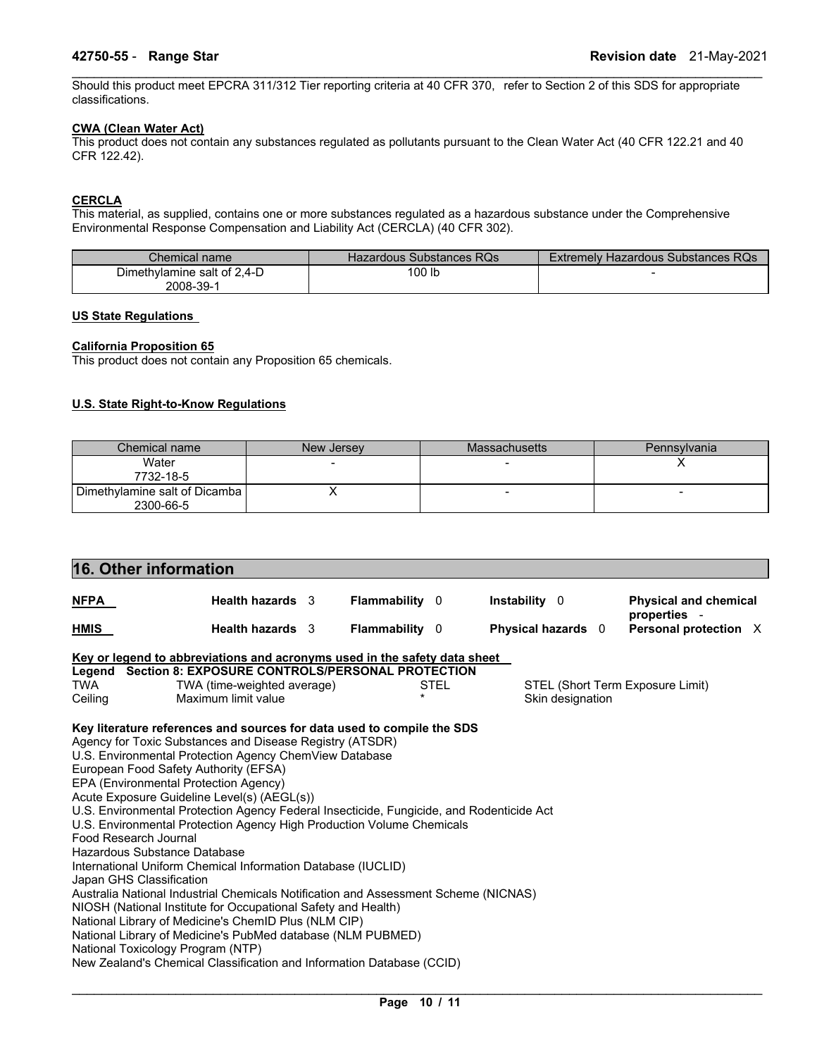Should this product meet EPCRA 311/312 Tier reporting criteria at 40 CFR 370, refer to Section 2 of this SDS for appropriate classifications.

**CWA (Clean Water Act)**

This product does not contain any substances regulated as pollutants pursuant to the Clean Water Act (40 CFR 122.21 and 40 CFR 122.42).

**CERCLA**

This material, as supplied, contains one or more substances regulated as a hazardous substance under the Comprehensive Environmental Response Compensation and Liability Act (CERCLA) (40 CFR 302).

| Chemical name | Hazardous Substances RQs | Extremely Hazardous Substances RQs |
|---|---|---|
| Dimethylamine salt of 2,4-D 2008-39-1 | 100 lb | - |

**US State Regulations**

**California Proposition 65**

This product does not contain any Proposition 65 chemicals.

**U.S. State Right-to-Know Regulations**

| Chemical name | New Jersey | Massachusetts | Pennsylvania |
|---|---|---|---|
| Water 7732-18-5 | - | - | X |
| Dimethylamine salt of Dicamba 2300-66-5 | X | - | - |

## 16. Other information

| | | | | |
|---|---|---|---|---|
| **NFPA** | **Health hazards** 3 | **Flammability** 0 | **Instability** 0 | **Physical and chemical properties** - |
| **HMIS** | **Health hazards** 3 | **Flammability** 0 | **Physical hazards** 0 | **Personal protection** X |

**Key or legend to abbreviations and acronyms used in the safety data sheet**

**Legend Section 8: EXPOSURE CONTROLS/PERSONAL PROTECTION**

| | | | |
|---|---|---|---|
| TWA | TWA (time-weighted average) | STEL | STEL (Short Term Exposure Limit) |
| Ceiling | Maximum limit value | * | Skin designation |

**Key literature references and sources for data used to compile the SDS**

Agency for Toxic Substances and Disease Registry (ATSDR)
U.S. Environmental Protection Agency ChemView Database
European Food Safety Authority (EFSA)
EPA (Environmental Protection Agency)
Acute Exposure Guideline Level(s) (AEGL(s))
U.S. Environmental Protection Agency Federal Insecticide, Fungicide, and Rodenticide Act
U.S. Environmental Protection Agency High Production Volume Chemicals
Food Research Journal
Hazardous Substance Database
International Uniform Chemical Information Database (IUCLID)
Japan GHS Classification
Australia National Industrial Chemicals Notification and Assessment Scheme (NICNAS)
NIOSH (National Institute for Occupational Safety and Health)
National Library of Medicine's ChemID Plus (NLM CIP)
National Library of Medicine's PubMed database (NLM PUBMED)
National Toxicology Program (NTP)
New Zealand's Chemical Classification and Information Database (CCID)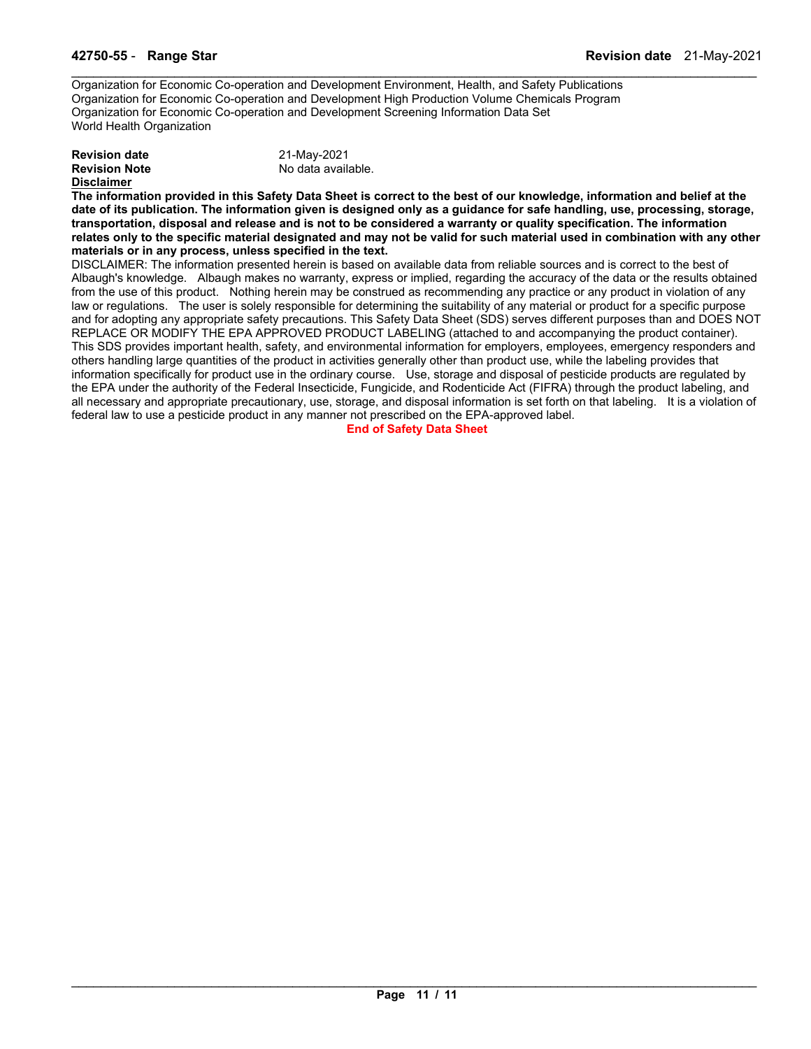Organization for Economic Co-operation and Development Environment, Health, and Safety Publications
Organization for Economic Co-operation and Development High Production Volume Chemicals Program
Organization for Economic Co-operation and Development Screening Information Data Set
World Health Organization

| | |
|---|---|
| **Revision date** | 21-May-2021 |
| **Revision Note** | No data available. |

**Disclaimer**

**The information provided in this Safety Data Sheet is correct to the best of our knowledge, information and belief at the date of its publication. The information given is designed only as a guidance for safe handling, use, processing, storage, transportation, disposal and release and is not to be considered a warranty or quality specification. The information relates only to the specific material designated and may not be valid for such material used in combination with any other materials or in any process, unless specified in the text.**

DISCLAIMER: The information presented herein is based on available data from reliable sources and is correct to the best of Albaugh's knowledge. Albaugh makes no warranty, express or implied, regarding the accuracy of the data or the results obtained from the use of this product. Nothing herein may be construed as recommending any practice or any product in violation of any law or regulations. The user is solely responsible for determining the suitability of any material or product for a specific purpose and for adopting any appropriate safety precautions. This Safety Data Sheet (SDS) serves different purposes than and DOES NOT REPLACE OR MODIFY THE EPA APPROVED PRODUCT LABELING (attached to and accompanying the product container). This SDS provides important health, safety, and environmental information for employers, employees, emergency responders and others handling large quantities of the product in activities generally other than product use, while the labeling provides that information specifically for product use in the ordinary course. Use, storage and disposal of pesticide products are regulated by the EPA under the authority of the Federal Insecticide, Fungicide, and Rodenticide Act (FIFRA) through the product labeling, and all necessary and appropriate precautionary, use, storage, and disposal information is set forth on that labeling. It is a violation of federal law to use a pesticide product in any manner not prescribed on the EPA-approved label.

**End of Safety Data Sheet**